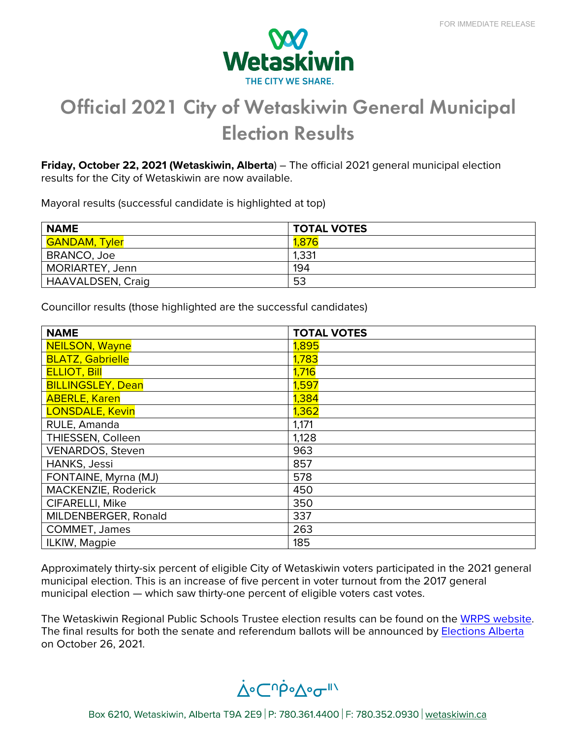FOR IMMEDIATE RELEASE

Wetaskiwin
THE CITY WE SHARE.

# Official 2021 City of Wetaskiwin General Municipal Election Results

**Friday, October 22, 2021 (Wetaskiwin, Alberta**) – The official 2021 general municipal election results for the City of Wetaskiwin are now available.

Mayoral results (successful candidate is highlighted at top)

| NAME | TOTAL VOTES |
|---|---|
| GANDAM, Tyler | 1,876 |
| BRANCO, Joe | 1,331 |
| MORIARTEY, Jenn | 194 |
| HAAVALDSEN, Craig | 53 |

Councillor results (those highlighted are the successful candidates)

| NAME | TOTAL VOTES |
|---|---|
| NEILSON, Wayne | 1,895 |
| BLATZ, Gabrielle | 1,783 |
| ELLIOT, Bill | 1,716 |
| BILLINGSLEY, Dean | 1,597 |
| ABERLE, Karen | 1,384 |
| LONSDALE, Kevin | 1,362 |
| RULE, Amanda | 1,171 |
| THIESSEN, Colleen | 1,128 |
| VENARDOS, Steven | 963 |
| HANKS, Jessi | 857 |
| FONTAINE, Myrna (MJ) | 578 |
| MACKENZIE, Roderick | 450 |
| CIFARELLI, Mike | 350 |
| MILDENBERGER, Ronald | 337 |
| COMMET, James | 263 |
| ILKIW, Magpie | 185 |

Approximately thirty-six percent of eligible City of Wetaskiwin voters participated in the 2021 general municipal election. This is an increase of five percent in voter turnout from the 2017 general municipal election — which saw thirty-one percent of eligible voters cast votes.

The Wetaskiwin Regional Public Schools Trustee election results can be found on the WRPS website. The final results for both the senate and referendum ballots will be announced by Elections Alberta on October 26, 2021.

ᐚᐊᑕᐢᑭᐚᐃᓂᐦᐠ

Box 6210, Wetaskiwin, Alberta T9A 2E9 | P: 780.361.4400 | F: 780.352.0930 | wetaskiwin.ca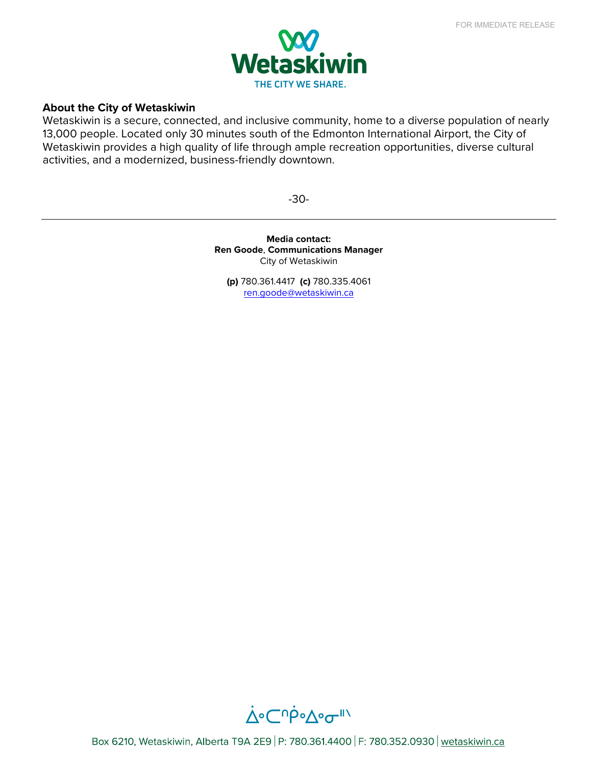FOR IMMEDIATE RELEASE

Wetaskiwin

THE CITY WE SHARE.

**About the City of Wetaskiwin**

Wetaskiwin is a secure, connected, and inclusive community, home to a diverse population of nearly 13,000 people. Located only 30 minutes south of the Edmonton International Airport, the City of Wetaskiwin provides a high quality of life through ample recreation opportunities, diverse cultural activities, and a modernized, business-friendly downtown.

-30-

---

**Media contact:**
**Ren Goode**, **Communications Manager**
City of Wetaskiwin

**(p)** 780.361.4417 **(c)** 780.335.4061
ren.goode@wetaskiwin.ca

ᐋᐧᑕᐢᑭᐧᐃᐧᓂᕽ

Box 6210, Wetaskiwin, Alberta T9A 2E9 | P: 780.361.4400 | F: 780.352.0930 | wetaskiwin.ca